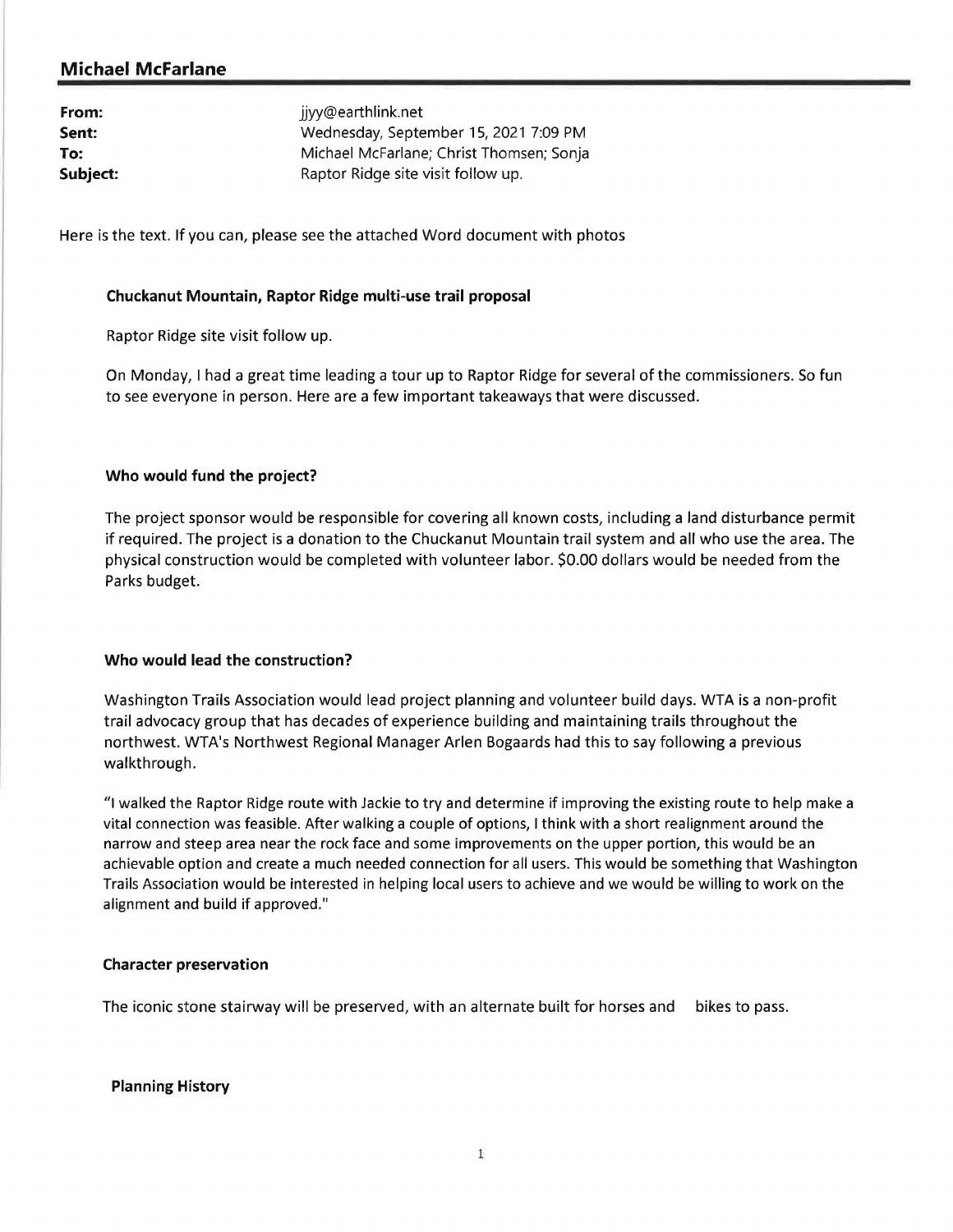## Michael McFarlane

**From:** jjyy@earthlink.net
**Sent:** Wednesday, September 15, 2021 7:09 PM
**To:** Michael McFarlane; Christ Thomsen; Sonja
**Subject:** Raptor Ridge site visit follow up.

Here is the text. If you can, please see the attached Word document with photos

### Chuckanut Mountain, Raptor Ridge multi-use trail proposal

Raptor Ridge site visit follow up.

On Monday, I had a great time leading a tour up to Raptor Ridge for several of the commissioners. So fun to see everyone in person. Here are a few important takeaways that were discussed.

### Who would fund the project?

The project sponsor would be responsible for covering all known costs, including a land disturbance permit if required. The project is a donation to the Chuckanut Mountain trail system and all who use the area. The physical construction would be completed with volunteer labor. $0.00 dollars would be needed from the Parks budget.

### Who would lead the construction?

Washington Trails Association would lead project planning and volunteer build days. WTA is a non-profit trail advocacy group that has decades of experience building and maintaining trails throughout the northwest. WTA's Northwest Regional Manager Arlen Bogaards had this to say following a previous walkthrough.

"I walked the Raptor Ridge route with Jackie to try and determine if improving the existing route to help make a vital connection was feasible. After walking a couple of options, I think with a short realignment around the narrow and steep area near the rock face and some improvements on the upper portion, this would be an achievable option and create a much needed connection for all users. This would be something that Washington Trails Association would be interested in helping local users to achieve and we would be willing to work on the alignment and build if approved."

### Character preservation

The iconic stone stairway will be preserved, with an alternate built for horses and bikes to pass.

### Planning History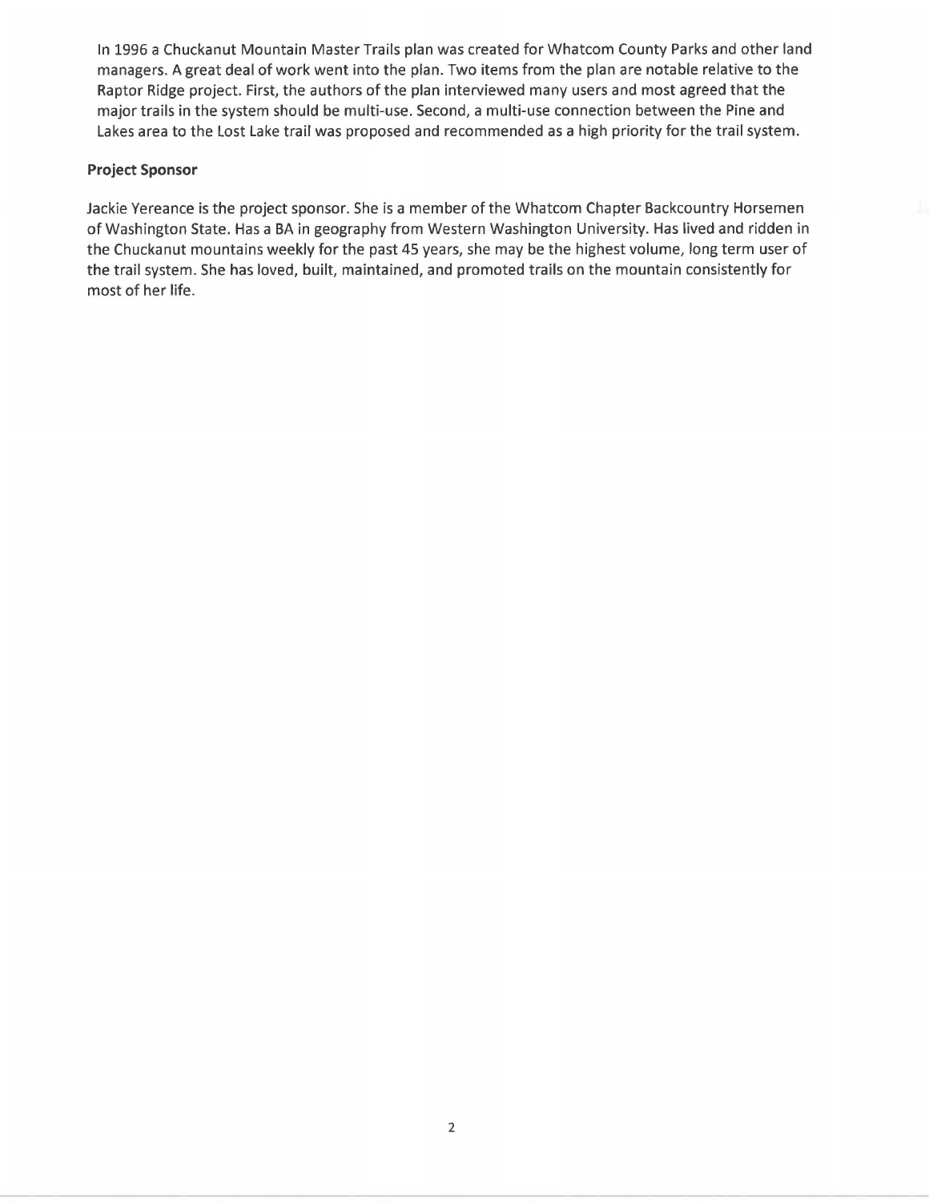In 1996 a Chuckanut Mountain Master Trails plan was created for Whatcom County Parks and other land managers. A great deal of work went into the plan. Two items from the plan are notable relative to the Raptor Ridge project. First, the authors of the plan interviewed many users and most agreed that the major trails in the system should be multi-use. Second, a multi-use connection between the Pine and Lakes area to the Lost Lake trail was proposed and recommended as a high priority for the trail system.

**Project Sponsor**

Jackie Yereance is the project sponsor. She is a member of the Whatcom Chapter Backcountry Horsemen of Washington State. Has a BA in geography from Western Washington University. Has lived and ridden in the Chuckanut mountains weekly for the past 45 years, she may be the highest volume, long term user of the trail system. She has loved, built, maintained, and promoted trails on the mountain consistently for most of her life.